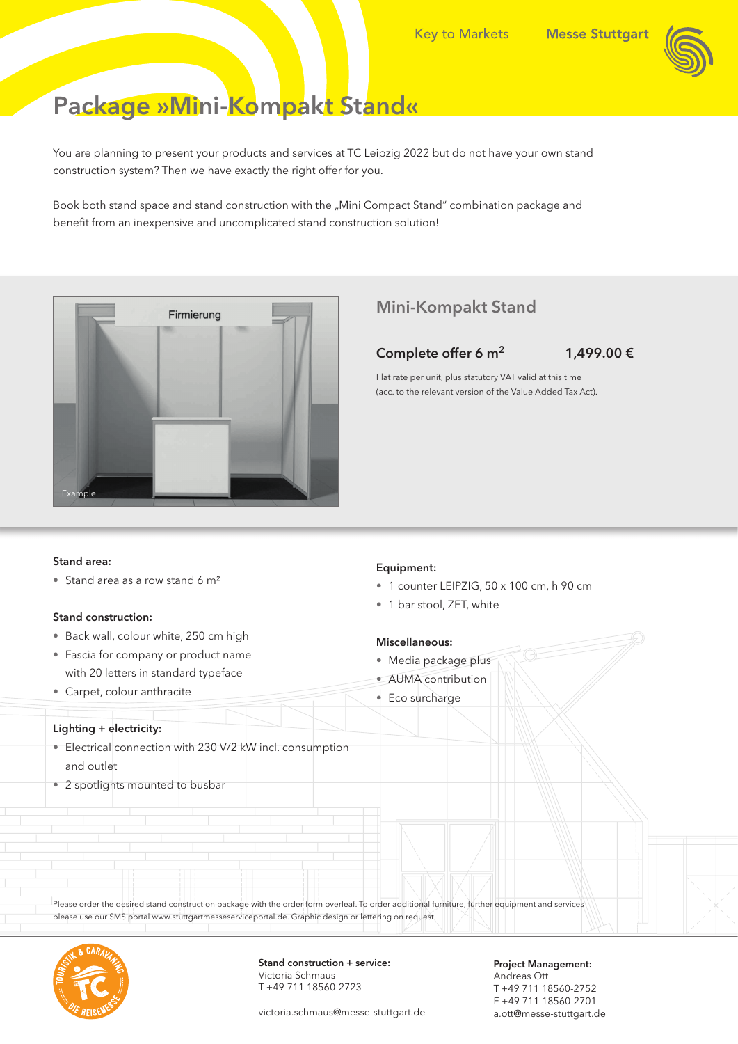Key to Markets Messe Stuttgart

# Package »Mini-Kompakt Stand«

You are planning to present your products and services at TC Leipzig 2022 but do not have your own stand construction system? Then we have exactly the right offer for you.

Book both stand space and stand construction with the „Mini Compact Stand" combination package and benefit from an inexpensive and uncomplicated stand construction solution!

Firmierung

Example

## Mini-Kompakt Stand

**Complete offer 6 m²** **1,499.00 €**

Flat rate per unit, plus statutory VAT valid at this time (acc. to the relevant version of the Value Added Tax Act).

**Stand area:**

- Stand area as a row stand 6 m²

**Stand construction:**

- Back wall, colour white, 250 cm high
- Fascia for company or product name with 20 letters in standard typeface
- Carpet, colour anthracite

**Lighting + electricity:**

- Electrical connection with 230 V/2 kW incl. consumption and outlet
- 2 spotlights mounted to busbar

**Equipment:**

- 1 counter LEIPZIG, 50 x 100 cm, h 90 cm
- 1 bar stool, ZET, white

**Miscellaneous:**

- Media package plus
- AUMA contribution
- Eco surcharge

Please order the desired stand construction package with the order form overleaf. To order additional furniture, further equipment and services please use our SMS portal www.stuttgartmesseserviceportal.de. Graphic design or lettering on request.

TOURISTIK & CARAVANING TC DIE REISEMESSE

**Stand construction + service:**
Victoria Schmaus
T +49 711 18560-2723

victoria.schmaus@messe-stuttgart.de

**Project Management:**
Andreas Ott
T +49 711 18560-2752
F +49 711 18560-2701
a.ott@messe-stuttgart.de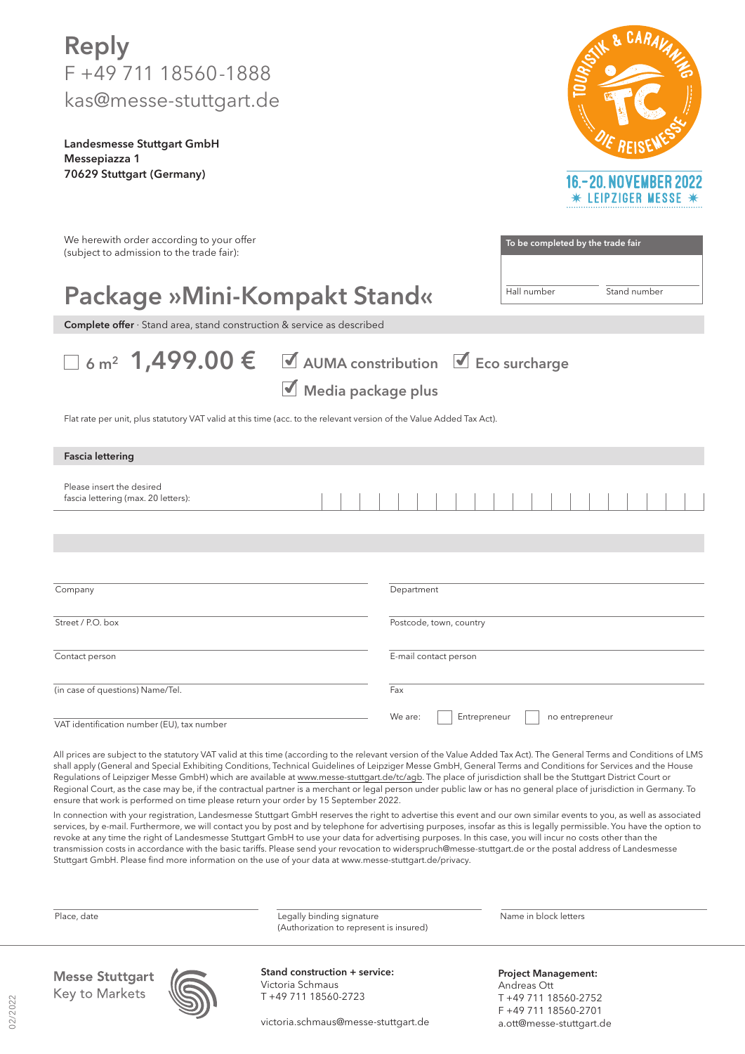# Reply

F +49 711 18560-1888
kas@messe-stuttgart.de

**Landesmesse Stuttgart GmbH**
**Messepiazza 1**
**70629 Stuttgart (Germany)**

TOURISTIK & CARAVANING
TC
DIE REISEMESSE
16.-20. NOVEMBER 2022
LEIPZIGER MESSE

We herewith order according to your offer
(subject to admission to the trade fair):

| To be completed by the trade fair | |
|---|---|
| Hall number | Stand number |

# Package »Mini-Kompakt Stand«

**Complete offer** · Stand area, stand construction & service as described

☐ 6 m² **1,499.00 €** ☑ AUMA constribution ☑ Eco surcharge ☑ Media package plus

Flat rate per unit, plus statutory VAT valid at this time (acc. to the relevant version of the Value Added Tax Act).

## Fascia lettering

Please insert the desired fascia lettering (max. 20 letters):

| | |
|---|---|
| Company | Department |
| Street / P.O. box | Postcode, town, country |
| Contact person | E-mail contact person |
| (in case of questions) Name/Tel. | Fax |
| VAT identification number (EU), tax number | We are: ☐ Entrepreneur ☐ no entrepreneur |

All prices are subject to the statutory VAT valid at this time (according to the relevant version of the Value Added Tax Act). The General Terms and Conditions of LMS shall apply (General and Special Exhibiting Conditions, Technical Guidelines of Leipziger Messe GmbH, General Terms and Conditions for Services and the House Regulations of Leipziger Messe GmbH) which are available at www.messe-stuttgart.de/tc/agb. The place of jurisdiction shall be the Stuttgart District Court or Regional Court, as the case may be, if the contractual partner is a merchant or legal person under public law or has no general place of jurisdiction in Germany. To ensure that work is performed on time please return your order by 15 September 2022.

In connection with your registration, Landesmesse Stuttgart GmbH reserves the right to advertise this event and our own similar events to you, as well as associated services, by e-mail. Furthermore, we will contact you by post and by telephone for advertising purposes, insofar as this is legally permissible. You have the option to revoke at any time the right of Landesmesse Stuttgart GmbH to use your data for advertising purposes. In this case, you will incur no costs other than the transmission costs in accordance with the basic tariffs. Please send your revocation to widerspruch@messe-stuttgart.de or the postal address of Landesmesse Stuttgart GmbH. Please find more information on the use of your data at www.messe-stuttgart.de/privacy.

| | | |
|---|---|---|
| Place, date | Legally binding signature (Authorization to represent is insured) | Name in block letters |

Messe Stuttgart
Key to Markets

**Stand construction + service:**
Victoria Schmaus
T +49 711 18560-2723

victoria.schmaus@messe-stuttgart.de

**Project Management:**
Andreas Ott
T +49 711 18560-2752
F +49 711 18560-2701
a.ott@messe-stuttgart.de

02/2022